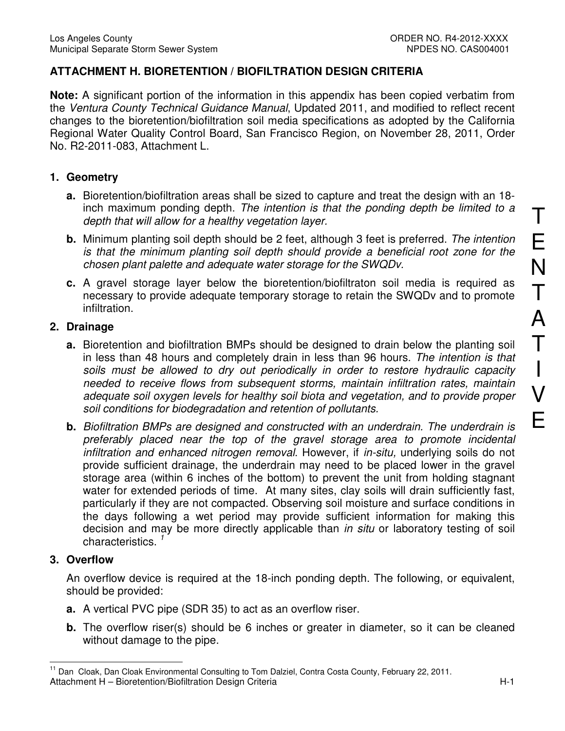## ATTACHMENT H. BIORETENTION / BIOFILTRATION DESIGN CRITERIA

**Note:** A significant portion of the information in this appendix has been copied verbatim from the *Ventura County Technical Guidance Manual*, Updated 2011, and modified to reflect recent changes to the bioretention/biofiltration soil media specifications as adopted by the California Regional Water Quality Control Board, San Francisco Region, on November 28, 2011, Order No. R2-2011-083, Attachment L.

### 1. Geometry

**a.** Bioretention/biofiltration areas shall be sized to capture and treat the design with an 18-inch maximum ponding depth. *The intention is that the ponding depth be limited to a depth that will allow for a healthy vegetation layer.*

**b.** Minimum planting soil depth should be 2 feet, although 3 feet is preferred. *The intention is that the minimum planting soil depth should provide a beneficial root zone for the chosen plant palette and adequate water storage for the SWQDv.*

**c.** A gravel storage layer below the bioretention/biofiltraton soil media is required as necessary to provide adequate temporary storage to retain the SWQDv and to promote infiltration.

### 2. Drainage

**a.** Bioretention and biofiltration BMPs should be designed to drain below the planting soil in less than 48 hours and completely drain in less than 96 hours. *The intention is that soils must be allowed to dry out periodically in order to restore hydraulic capacity needed to receive flows from subsequent storms, maintain infiltration rates, maintain adequate soil oxygen levels for healthy soil biota and vegetation, and to provide proper soil conditions for biodegradation and retention of pollutants.*

**b.** *Biofiltration BMPs are designed and constructed with an underdrain. The underdrain is preferably placed near the top of the gravel storage area to promote incidental infiltration and enhanced nitrogen removal*. However, if *in-situ,* underlying soils do not provide sufficient drainage, the underdrain may need to be placed lower in the gravel storage area (within 6 inches of the bottom) to prevent the unit from holding stagnant water for extended periods of time. At many sites, clay soils will drain sufficiently fast, particularly if they are not compacted. Observing soil moisture and surface conditions in the days following a wet period may provide sufficient information for making this decision and may be more directly applicable than *in situ* or laboratory testing of soil characteristics. [1]

### 3. Overflow

An overflow device is required at the 18-inch ponding depth. The following, or equivalent, should be provided:

**a.** A vertical PVC pipe (SDR 35) to act as an overflow riser.

**b.** The overflow riser(s) should be 6 inches or greater in diameter, so it can be cleaned without damage to the pipe.

---

[1] Dan Cloak, Dan Cloak Environmental Consulting to Tom Dalziel, Contra Costa County, February 22, 2011.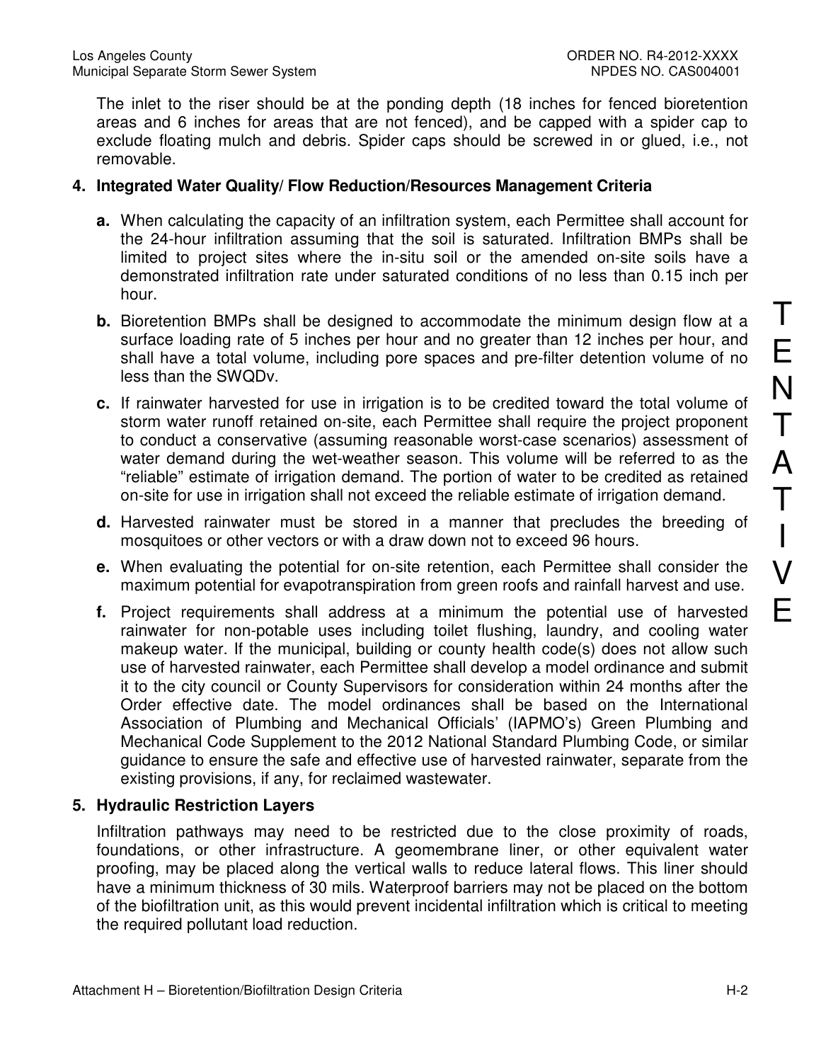The inlet to the riser should be at the ponding depth (18 inches for fenced bioretention areas and 6 inches for areas that are not fenced), and be capped with a spider cap to exclude floating mulch and debris. Spider caps should be screwed in or glued, i.e., not removable.

**4. Integrated Water Quality/ Flow Reduction/Resources Management Criteria**

**a.** When calculating the capacity of an infiltration system, each Permittee shall account for the 24-hour infiltration assuming that the soil is saturated. Infiltration BMPs shall be limited to project sites where the in-situ soil or the amended on-site soils have a demonstrated infiltration rate under saturated conditions of no less than 0.15 inch per hour.

**b.** Bioretention BMPs shall be designed to accommodate the minimum design flow at a surface loading rate of 5 inches per hour and no greater than 12 inches per hour, and shall have a total volume, including pore spaces and pre-filter detention volume of no less than the SWQDv.

**c.** If rainwater harvested for use in irrigation is to be credited toward the total volume of storm water runoff retained on-site, each Permittee shall require the project proponent to conduct a conservative (assuming reasonable worst-case scenarios) assessment of water demand during the wet-weather season. This volume will be referred to as the "reliable" estimate of irrigation demand. The portion of water to be credited as retained on-site for use in irrigation shall not exceed the reliable estimate of irrigation demand.

**d.** Harvested rainwater must be stored in a manner that precludes the breeding of mosquitoes or other vectors or with a draw down not to exceed 96 hours.

**e.** When evaluating the potential for on-site retention, each Permittee shall consider the maximum potential for evapotranspiration from green roofs and rainfall harvest and use.

**f.** Project requirements shall address at a minimum the potential use of harvested rainwater for non-potable uses including toilet flushing, laundry, and cooling water makeup water. If the municipal, building or county health code(s) does not allow such use of harvested rainwater, each Permittee shall develop a model ordinance and submit it to the city council or County Supervisors for consideration within 24 months after the Order effective date. The model ordinances shall be based on the International Association of Plumbing and Mechanical Officials' (IAPMO's) Green Plumbing and Mechanical Code Supplement to the 2012 National Standard Plumbing Code, or similar guidance to ensure the safe and effective use of harvested rainwater, separate from the existing provisions, if any, for reclaimed wastewater.

**5. Hydraulic Restriction Layers**

Infiltration pathways may need to be restricted due to the close proximity of roads, foundations, or other infrastructure. A geomembrane liner, or other equivalent water proofing, may be placed along the vertical walls to reduce lateral flows. This liner should have a minimum thickness of 30 mils. Waterproof barriers may not be placed on the bottom of the biofiltration unit, as this would prevent incidental infiltration which is critical to meeting the required pollutant load reduction.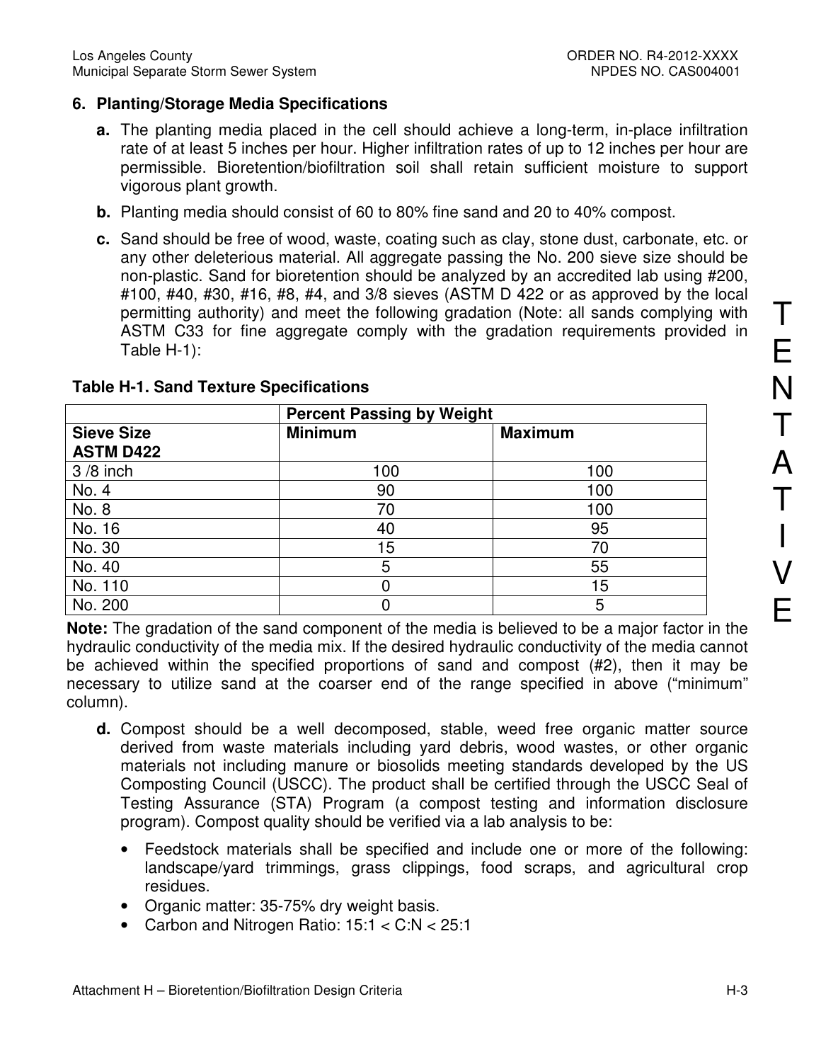### 6. Planting/Storage Media Specifications

**a.** The planting media placed in the cell should achieve a long-term, in-place infiltration rate of at least 5 inches per hour. Higher infiltration rates of up to 12 inches per hour are permissible. Bioretention/biofiltration soil shall retain sufficient moisture to support vigorous plant growth.

**b.** Planting media should consist of 60 to 80% fine sand and 20 to 40% compost.

**c.** Sand should be free of wood, waste, coating such as clay, stone dust, carbonate, etc. or any other deleterious material. All aggregate passing the No. 200 sieve size should be non-plastic. Sand for bioretention should be analyzed by an accredited lab using #200, #100, #40, #30, #16, #8, #4, and 3/8 sieves (ASTM D 422 or as approved by the local permitting authority) and meet the following gradation (Note: all sands complying with ASTM C33 for fine aggregate comply with the gradation requirements provided in Table H-1):

**Table H-1. Sand Texture Specifications**

| | **Percent Passing by Weight** | |
|---|---|---|
| **Sieve Size ASTM D422** | **Minimum** | **Maximum** |
| 3 /8 inch | 100 | 100 |
| No. 4 | 90 | 100 |
| No. 8 | 70 | 100 |
| No. 16 | 40 | 95 |
| No. 30 | 15 | 70 |
| No. 40 | 5 | 55 |
| No. 110 | 0 | 15 |
| No. 200 | 0 | 5 |

**Note:** The gradation of the sand component of the media is believed to be a major factor in the hydraulic conductivity of the media mix. If the desired hydraulic conductivity of the media cannot be achieved within the specified proportions of sand and compost (#2), then it may be necessary to utilize sand at the coarser end of the range specified in above ("minimum" column).

**d.** Compost should be a well decomposed, stable, weed free organic matter source derived from waste materials including yard debris, wood wastes, or other organic materials not including manure or biosolids meeting standards developed by the US Composting Council (USCC). The product shall be certified through the USCC Seal of Testing Assurance (STA) Program (a compost testing and information disclosure program). Compost quality should be verified via a lab analysis to be:

- Feedstock materials shall be specified and include one or more of the following: landscape/yard trimmings, grass clippings, food scraps, and agricultural crop residues.
- Organic matter: 35-75% dry weight basis.
- Carbon and Nitrogen Ratio: 15:1 < C:N < 25:1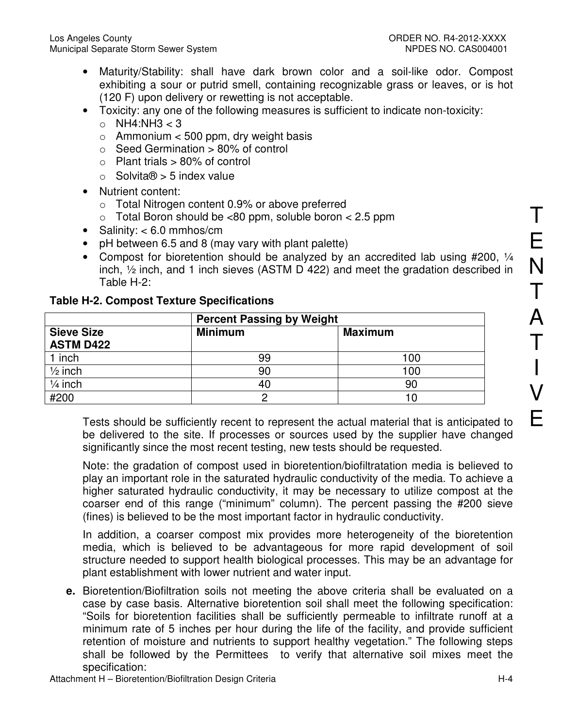- Maturity/Stability: shall have dark brown color and a soil-like odor. Compost exhibiting a sour or putrid smell, containing recognizable grass or leaves, or is hot (120 F) upon delivery or rewetting is not acceptable.
- Toxicity: any one of the following measures is sufficient to indicate non-toxicity:
  - NH4:NH3 < 3
  - Ammonium < 500 ppm, dry weight basis
  - Seed Germination > 80% of control
  - Plant trials > 80% of control
  - Solvita® > 5 index value
- Nutrient content:
  - Total Nitrogen content 0.9% or above preferred
  - Total Boron should be <80 ppm, soluble boron < 2.5 ppm
- Salinity: < 6.0 mmhos/cm
- pH between 6.5 and 8 (may vary with plant palette)
- Compost for bioretention should be analyzed by an accredited lab using #200, ¼ inch, ½ inch, and 1 inch sieves (ASTM D 422) and meet the gradation described in Table H-2:

**Table H-2. Compost Texture Specifications**

| | **Percent Passing by Weight** | |
|---|---|---|
| **Sieve Size ASTM D422** | **Minimum** | **Maximum** |
| 1 inch | 99 | 100 |
| ½ inch | 90 | 100 |
| ¼ inch | 40 | 90 |
| #200 | 2 | 10 |

Tests should be sufficiently recent to represent the actual material that is anticipated to be delivered to the site. If processes or sources used by the supplier have changed significantly since the most recent testing, new tests should be requested.

Note: the gradation of compost used in bioretention/biofiltratation media is believed to play an important role in the saturated hydraulic conductivity of the media. To achieve a higher saturated hydraulic conductivity, it may be necessary to utilize compost at the coarser end of this range ("minimum" column). The percent passing the #200 sieve (fines) is believed to be the most important factor in hydraulic conductivity.

In addition, a coarser compost mix provides more heterogeneity of the bioretention media, which is believed to be advantageous for more rapid development of soil structure needed to support health biological processes. This may be an advantage for plant establishment with lower nutrient and water input.

**e.** Bioretention/Biofiltration soils not meeting the above criteria shall be evaluated on a case by case basis. Alternative bioretention soil shall meet the following specification: "Soils for bioretention facilities shall be sufficiently permeable to infiltrate runoff at a minimum rate of 5 inches per hour during the life of the facility, and provide sufficient retention of moisture and nutrients to support healthy vegetation." The following steps shall be followed by the Permittees to verify that alternative soil mixes meet the specification: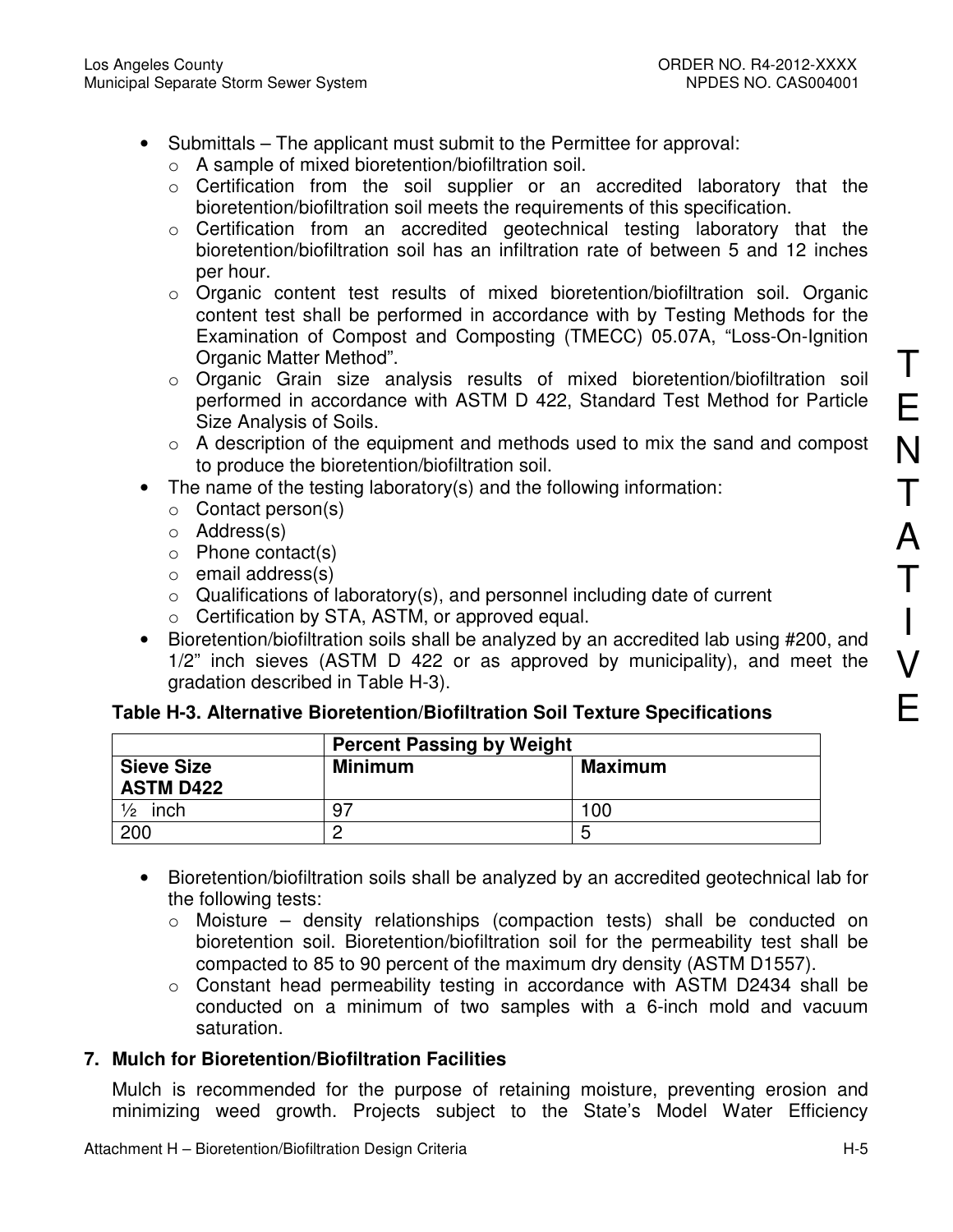- Submittals – The applicant must submit to the Permittee for approval:
  - A sample of mixed bioretention/biofiltration soil.
  - Certification from the soil supplier or an accredited laboratory that the bioretention/biofiltration soil meets the requirements of this specification.
  - Certification from an accredited geotechnical testing laboratory that the bioretention/biofiltration soil has an infiltration rate of between 5 and 12 inches per hour.
  - Organic content test results of mixed bioretention/biofiltration soil. Organic content test shall be performed in accordance with by Testing Methods for the Examination of Compost and Composting (TMECC) 05.07A, "Loss-On-Ignition Organic Matter Method".
  - Organic Grain size analysis results of mixed bioretention/biofiltration soil performed in accordance with ASTM D 422, Standard Test Method for Particle Size Analysis of Soils.
  - A description of the equipment and methods used to mix the sand and compost to produce the bioretention/biofiltration soil.
- The name of the testing laboratory(s) and the following information:
  - Contact person(s)
  - Address(s)
  - Phone contact(s)
  - email address(s)
  - Qualifications of laboratory(s), and personnel including date of current
  - Certification by STA, ASTM, or approved equal.
- Bioretention/biofiltration soils shall be analyzed by an accredited lab using #200, and 1/2" inch sieves (ASTM D 422 or as approved by municipality), and meet the gradation described in Table H-3).

**Table H-3. Alternative Bioretention/Biofiltration Soil Texture Specifications**

| | Percent Passing by Weight | |
|---|---|---|
| **Sieve Size ASTM D422** | **Minimum** | **Maximum** |
| ½ inch | 97 | 100 |
| 200 | 2 | 5 |

- Bioretention/biofiltration soils shall be analyzed by an accredited geotechnical lab for the following tests:
  - Moisture – density relationships (compaction tests) shall be conducted on bioretention soil. Bioretention/biofiltration soil for the permeability test shall be compacted to 85 to 90 percent of the maximum dry density (ASTM D1557).
  - Constant head permeability testing in accordance with ASTM D2434 shall be conducted on a minimum of two samples with a 6-inch mold and vacuum saturation.

## 7. Mulch for Bioretention/Biofiltration Facilities

Mulch is recommended for the purpose of retaining moisture, preventing erosion and minimizing weed growth. Projects subject to the State's Model Water Efficiency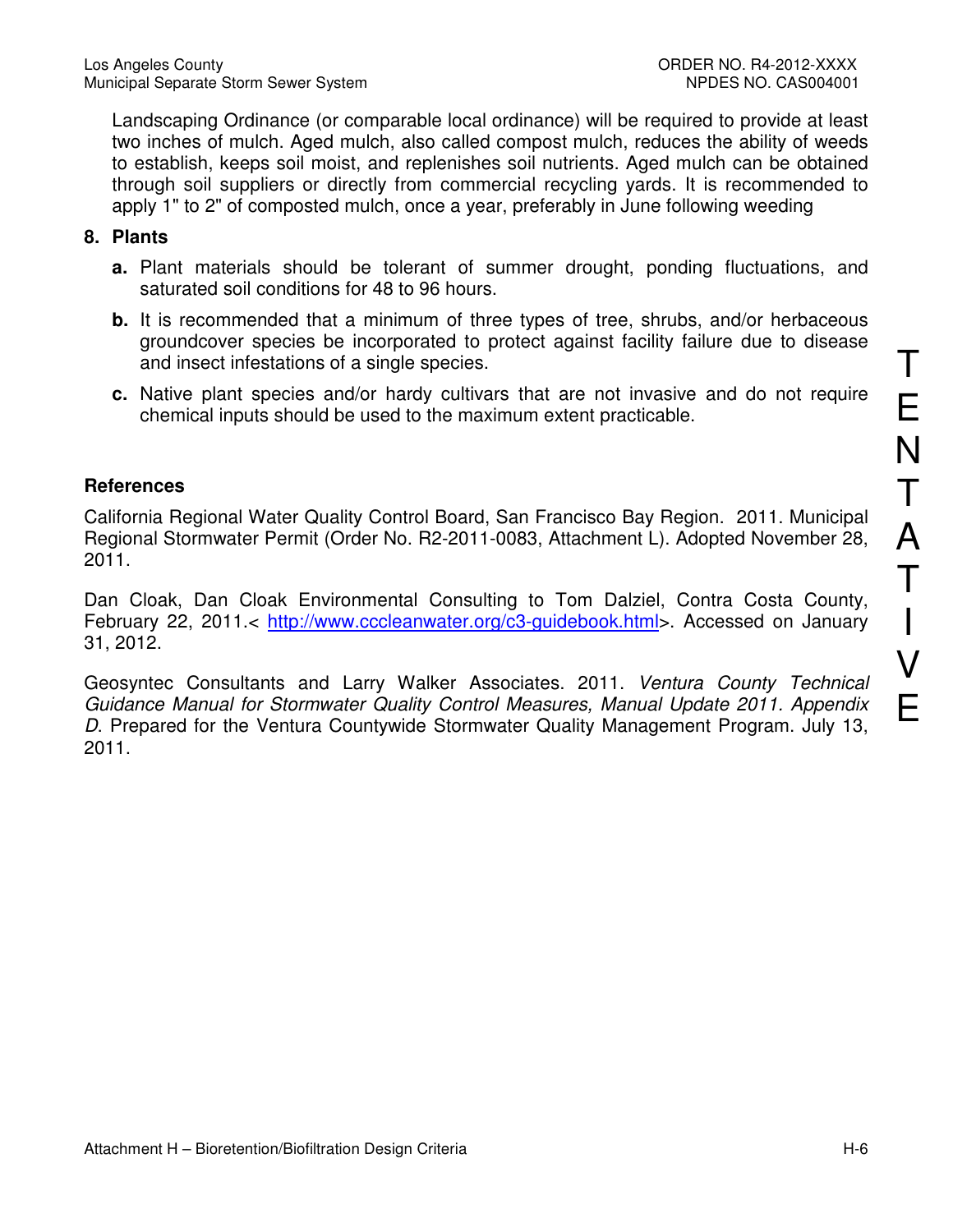Landscaping Ordinance (or comparable local ordinance) will be required to provide at least two inches of mulch. Aged mulch, also called compost mulch, reduces the ability of weeds to establish, keeps soil moist, and replenishes soil nutrients. Aged mulch can be obtained through soil suppliers or directly from commercial recycling yards. It is recommended to apply 1" to 2" of composted mulch, once a year, preferably in June following weeding

**8. Plants**

**a.** Plant materials should be tolerant of summer drought, ponding fluctuations, and saturated soil conditions for 48 to 96 hours.

**b.** It is recommended that a minimum of three types of tree, shrubs, and/or herbaceous groundcover species be incorporated to protect against facility failure due to disease and insect infestations of a single species.

**c.** Native plant species and/or hardy cultivars that are not invasive and do not require chemical inputs should be used to the maximum extent practicable.

TENTATIVE

### References

California Regional Water Quality Control Board, San Francisco Bay Region. 2011. Municipal Regional Stormwater Permit (Order No. R2-2011-0083, Attachment L). Adopted November 28, 2011.

Dan Cloak, Dan Cloak Environmental Consulting to Tom Dalziel, Contra Costa County, February 22, 2011.< http://www.cccleanwater.org/c3-guidebook.html>. Accessed on January 31, 2012.

Geosyntec Consultants and Larry Walker Associates. 2011. *Ventura County Technical Guidance Manual for Stormwater Quality Control Measures, Manual Update 2011. Appendix D*. Prepared for the Ventura Countywide Stormwater Quality Management Program. July 13, 2011.